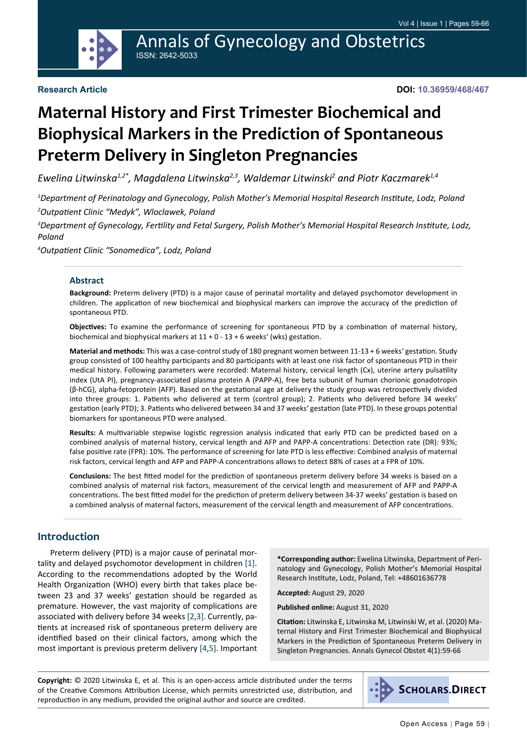**Research Article**

**DOI: 10.36959/468/467**

# Maternal History and First Trimester Biochemical and Biophysical Markers in the Prediction of Spontaneous Preterm Delivery in Singleton Pregnancies

*Ewelina Litwinska[1,2*], Magdalena Litwinska[2,3], Waldemar Litwinski[2] and Piotr Kaczmarek[1,4]*

*[1]Department of Perinatology and Gynecology, Polish Mother's Memorial Hospital Research Institute, Lodz, Poland*

*[2]Outpatient Clinic "Medyk", Wloclawek, Poland*

*[3]Department of Gynecology, Fertility and Fetal Surgery, Polish Mother's Memorial Hospital Research Institute, Lodz, Poland*

*[4]Outpatient Clinic "Sonomedica", Lodz, Poland*

### Abstract

**Background:** Preterm delivery (PTD) is a major cause of perinatal mortality and delayed psychomotor development in children. The application of new biochemical and biophysical markers can improve the accuracy of the prediction of spontaneous PTD.

**Objectives:** To examine the performance of screening for spontaneous PTD by a combination of maternal history, biochemical and biophysical markers at 11 + 0 - 13 + 6 weeks' (wks) gestation.

**Material and methods:** This was a case-control study of 180 pregnant women between 11-13 + 6 weeks' gestation. Study group consisted of 100 healthy participants and 80 participants with at least one risk factor of spontaneous PTD in their medical history. Following parameters were recorded: Maternal history, cervical length (Cx), uterine artery pulsatility index (UtA PI), pregnancy-associated plasma protein A (PAPP-A), free beta subunit of human chorionic gonadotropin (β-hCG), alpha-fetoprotein (AFP). Based on the gestational age at delivery the study group was retrospectively divided into three groups: 1. Patients who delivered at term (control group); 2. Patients who delivered before 34 weeks' gestation (early PTD); 3. Patients who delivered between 34 and 37 weeks' gestation (late PTD). In these groups potential biomarkers for spontaneous PTD were analysed.

**Results:** A multivariable stepwise logistic regression analysis indicated that early PTD can be predicted based on a combined analysis of maternal history, cervical length and AFP and PAPP-A concentrations: Detection rate (DR): 93%; false positive rate (FPR): 10%. The performance of screening for late PTD is less effective: Combined analysis of maternal risk factors, cervical length and AFP and PAPP-A concentrations allows to detect 88% of cases at a FPR of 10%.

**Conclusions:** The best fitted model for the prediction of spontaneous preterm delivery before 34 weeks is based on a combined analysis of maternal risk factors, measurement of the cervical length and measurement of AFP and PAPP-A concentrations. The best fitted model for the prediction of preterm delivery between 34-37 weeks' gestation is based on a combined analysis of maternal factors, measurement of the cervical length and measurement of AFP concentrations.

## Introduction

Preterm delivery (PTD) is a major cause of perinatal mortality and delayed psychomotor development in children [1]. According to the recommendations adopted by the World Health Organization (WHO) every birth that takes place between 23 and 37 weeks' gestation should be regarded as premature. However, the vast majority of complications are associated with delivery before 34 weeks [2,3]. Currently, patients at increased risk of spontaneous preterm delivery are identified based on their clinical factors, among which the most important is previous preterm delivery [4,5]. Important

**\*Corresponding author:** Ewelina Litwinska, Department of Perinatology and Gynecology, Polish Mother's Memorial Hospital Research Institute, Lodz, Poland, Tel: +48601636778

**Accepted:** August 29, 2020

**Published online:** August 31, 2020

**Citation:** Litwinska E, Litwinska M, Litwinski W, et al. (2020) Maternal History and First Trimester Biochemical and Biophysical Markers in the Prediction of Spontaneous Preterm Delivery in Singleton Pregnancies. Annals Gynecol Obstet 4(1):59-66

**Copyright:** © 2020 Litwinska E, et al. This is an open-access article distributed under the terms of the Creative Commons Attribution License, which permits unrestricted use, distribution, and reproduction in any medium, provided the original author and source are credited.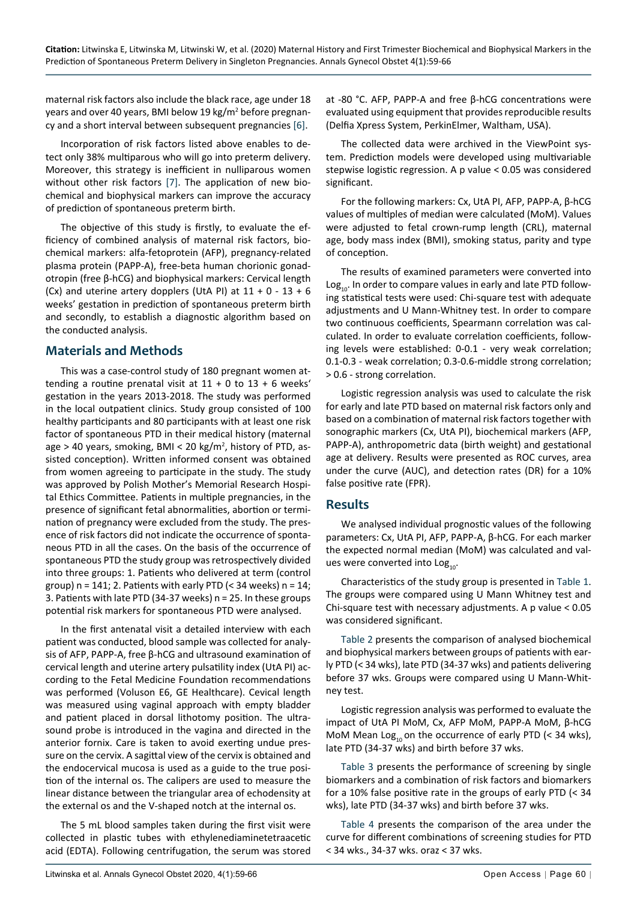maternal risk factors also include the black race, age under 18 years and over 40 years, BMI below 19 kg/m$^2$ before pregnancy and a short interval between subsequent pregnancies [6].

Incorporation of risk factors listed above enables to detect only 38% multiparous who will go into preterm delivery. Moreover, this strategy is inefficient in nulliparous women without other risk factors [7]. The application of new biochemical and biophysical markers can improve the accuracy of prediction of spontaneous preterm birth.

The objective of this study is firstly, to evaluate the efficiency of combined analysis of maternal risk factors, biochemical markers: alfa-fetoprotein (AFP), pregnancy-related plasma protein (PAPP-A), free-beta human chorionic gonadotropin (free β-hCG) and biophysical markers: Cervical length (Cx) and uterine artery dopplers (UtA PI) at 11 + 0 - 13 + 6 weeks' gestation in prediction of spontaneous preterm birth and secondly, to establish a diagnostic algorithm based on the conducted analysis.

## Materials and Methods

This was a case-control study of 180 pregnant women attending a routine prenatal visit at 11 + 0 to 13 + 6 weeks' gestation in the years 2013-2018. The study was performed in the local outpatient clinics. Study group consisted of 100 healthy participants and 80 participants with at least one risk factor of spontaneous PTD in their medical history (maternal age > 40 years, smoking, BMI < 20 kg/m$^2$, history of PTD, assisted conception). Written informed consent was obtained from women agreeing to participate in the study. The study was approved by Polish Mother's Memorial Research Hospital Ethics Committee. Patients in multiple pregnancies, in the presence of significant fetal abnormalities, abortion or termination of pregnancy were excluded from the study. The presence of risk factors did not indicate the occurrence of spontaneous PTD in all the cases. On the basis of the occurrence of spontaneous PTD the study group was retrospectively divided into three groups: 1. Patients who delivered at term (control group) n = 141; 2. Patients with early PTD (< 34 weeks) n = 14; 3. Patients with late PTD (34-37 weeks) n = 25. In these groups potential risk markers for spontaneous PTD were analysed.

In the first antenatal visit a detailed interview with each patient was conducted, blood sample was collected for analysis of AFP, PAPP-A, free β-hCG and ultrasound examination of cervical length and uterine artery pulsatility index (UtA PI) according to the Fetal Medicine Foundation recommendations was performed (Voluson E6, GE Healthcare). Cevical length was measured using vaginal approach with empty bladder and patient placed in dorsal lithotomy position. The ultrasound probe is introduced in the vagina and directed in the anterior fornix. Care is taken to avoid exerting undue pressure on the cervix. A sagittal view of the cervix is obtained and the endocervical mucosa is used as a guide to the true position of the internal os. The calipers are used to measure the linear distance between the triangular area of echodensity at the external os and the V-shaped notch at the internal os.

The 5 mL blood samples taken during the first visit were collected in plastic tubes with ethylenediaminetetraacetic acid (EDTA). Following centrifugation, the serum was stored at -80 °C. AFP, PAPP-A and free β-hCG concentrations were evaluated using equipment that provides reproducible results (Delfia Xpress System, PerkinElmer, Waltham, USA).

The collected data were archived in the ViewPoint system. Prediction models were developed using multivariable stepwise logistic regression. A p value < 0.05 was considered significant.

For the following markers: Cx, UtA PI, AFP, PAPP-A, β-hCG values of multiples of median were calculated (MoM). Values were adjusted to fetal crown-rump length (CRL), maternal age, body mass index (BMI), smoking status, parity and type of conception.

The results of examined parameters were converted into $\text{Log}_{10}$. In order to compare values in early and late PTD following statistical tests were used: Chi-square test with adequate adjustments and U Mann-Whitney test. In order to compare two continuous coefficients, Spearmann correlation was calculated. In order to evaluate correlation coefficients, following levels were established: 0-0.1 - very weak correlation; 0.1-0.3 - weak correlation; 0.3-0.6-middle strong correlation; > 0.6 - strong correlation.

Logistic regression analysis was used to calculate the risk for early and late PTD based on maternal risk factors only and based on a combination of maternal risk factors together with sonographic markers (Cx, UtA PI), biochemical markers (AFP, PAPP-A), anthropometric data (birth weight) and gestational age at delivery. Results were presented as ROC curves, area under the curve (AUC), and detection rates (DR) for a 10% false positive rate (FPR).

## Results

We analysed individual prognostic values of the following parameters: Cx, UtA PI, AFP, PAPP-A, β-hCG. For each marker the expected normal median (MoM) was calculated and values were converted into $\text{Log}_{10}$.

Characteristics of the study group is presented in Table 1. The groups were compared using U Mann Whitney test and Chi-square test with necessary adjustments. A p value < 0.05 was considered significant.

Table 2 presents the comparison of analysed biochemical and biophysical markers between groups of patients with early PTD (< 34 wks), late PTD (34-37 wks) and patients delivering before 37 wks. Groups were compared using U Mann-Whitney test.

Logistic regression analysis was performed to evaluate the impact of UtA PI MoM, Cx, AFP MoM, PAPP-A MoM, β-hCG MoM Mean $\text{Log}_{10}$ on the occurrence of early PTD (< 34 wks), late PTD (34-37 wks) and birth before 37 wks.

Table 3 presents the performance of screening by single biomarkers and a combination of risk factors and biomarkers for a 10% false positive rate in the groups of early PTD (< 34 wks), late PTD (34-37 wks) and birth before 37 wks.

Table 4 presents the comparison of the area under the curve for different combinations of screening studies for PTD < 34 wks., 34-37 wks. oraz < 37 wks.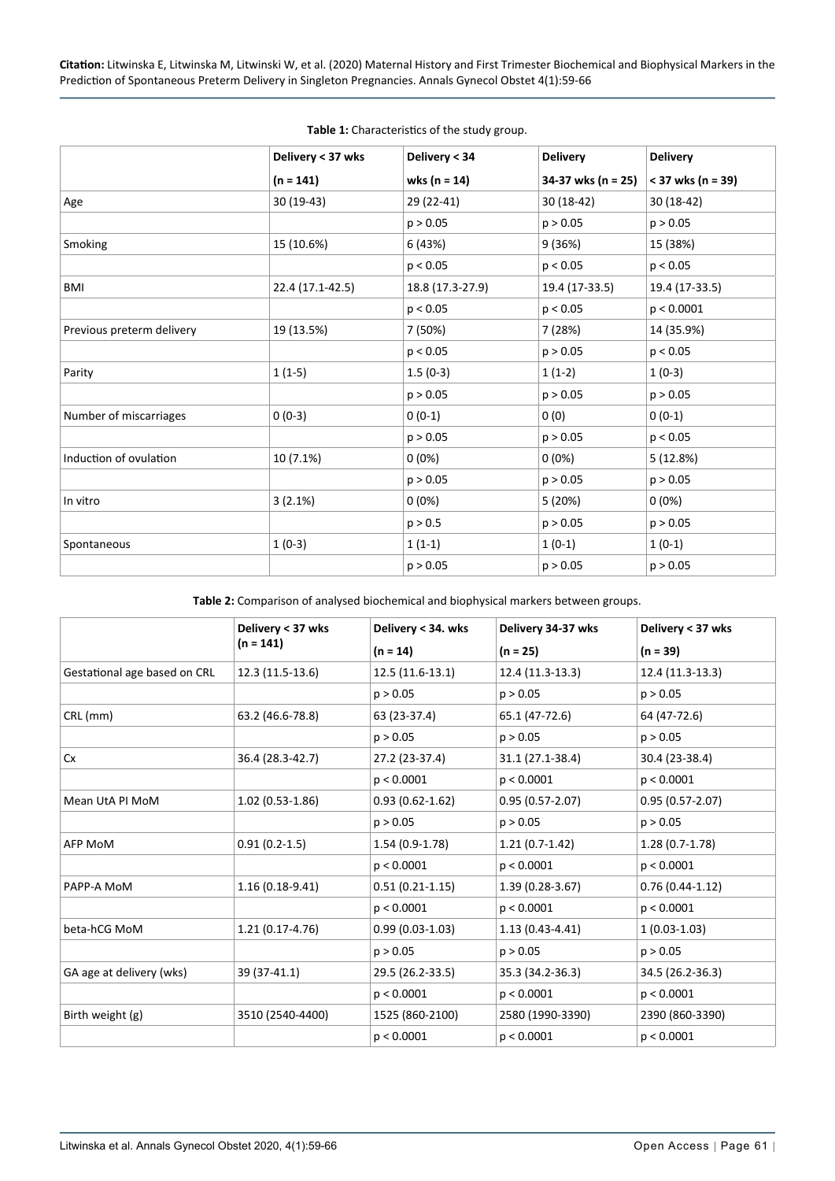**Table 1:** Characteristics of the study group.

| | Delivery < 37 wks (n = 141) | Delivery < 34 wks (n = 14) | Delivery 34-37 wks (n = 25) | Delivery < 37 wks (n = 39) |
|---|---|---|---|---|
| Age | 30 (19-43) | 29 (22-41) | 30 (18-42) | 30 (18-42) |
| | | p > 0.05 | p > 0.05 | p > 0.05 |
| Smoking | 15 (10.6%) | 6 (43%) | 9 (36%) | 15 (38%) |
| | | p < 0.05 | p < 0.05 | p < 0.05 |
| BMI | 22.4 (17.1-42.5) | 18.8 (17.3-27.9) | 19.4 (17-33.5) | 19.4 (17-33.5) |
| | | p < 0.05 | p < 0.05 | p < 0.0001 |
| Previous preterm delivery | 19 (13.5%) | 7 (50%) | 7 (28%) | 14 (35.9%) |
| | | p < 0.05 | p > 0.05 | p < 0.05 |
| Parity | 1 (1-5) | 1.5 (0-3) | 1 (1-2) | 1 (0-3) |
| | | p > 0.05 | p > 0.05 | p > 0.05 |
| Number of miscarriages | 0 (0-3) | 0 (0-1) | 0 (0) | 0 (0-1) |
| | | p > 0.05 | p > 0.05 | p < 0.05 |
| Induction of ovulation | 10 (7.1%) | 0 (0%) | 0 (0%) | 5 (12.8%) |
| | | p > 0.05 | p > 0.05 | p > 0.05 |
| In vitro | 3 (2.1%) | 0 (0%) | 5 (20%) | 0 (0%) |
| | | p > 0.5 | p > 0.05 | p > 0.05 |
| Spontaneous | 1 (0-3) | 1 (1-1) | 1 (0-1) | 1 (0-1) |
| | | p > 0.05 | p > 0.05 | p > 0.05 |

**Table 2:** Comparison of analysed biochemical and biophysical markers between groups.

| | Delivery < 37 wks (n = 141) | Delivery < 34. wks (n = 14) | Delivery 34-37 wks (n = 25) | Delivery < 37 wks (n = 39) |
|---|---|---|---|---|
| Gestational age based on CRL | 12.3 (11.5-13.6) | 12.5 (11.6-13.1) | 12.4 (11.3-13.3) | 12.4 (11.3-13.3) |
| | | p > 0.05 | p > 0.05 | p > 0.05 |
| CRL (mm) | 63.2 (46.6-78.8) | 63 (23-37.4) | 65.1 (47-72.6) | 64 (47-72.6) |
| | | p > 0.05 | p > 0.05 | p > 0.05 |
| Cx | 36.4 (28.3-42.7) | 27.2 (23-37.4) | 31.1 (27.1-38.4) | 30.4 (23-38.4) |
| | | p < 0.0001 | p < 0.0001 | p < 0.0001 |
| Mean UtA PI MoM | 1.02 (0.53-1.86) | 0.93 (0.62-1.62) | 0.95 (0.57-2.07) | 0.95 (0.57-2.07) |
| | | p > 0.05 | p > 0.05 | p > 0.05 |
| AFP MoM | 0.91 (0.2-1.5) | 1.54 (0.9-1.78) | 1.21 (0.7-1.42) | 1.28 (0.7-1.78) |
| | | p < 0.0001 | p < 0.0001 | p < 0.0001 |
| PAPP-A MoM | 1.16 (0.18-9.41) | 0.51 (0.21-1.15) | 1.39 (0.28-3.67) | 0.76 (0.44-1.12) |
| | | p < 0.0001 | p < 0.0001 | p < 0.0001 |
| beta-hCG MoM | 1.21 (0.17-4.76) | 0.99 (0.03-1.03) | 1.13 (0.43-4.41) | 1 (0.03-1.03) |
| | | p > 0.05 | p > 0.05 | p > 0.05 |
| GA age at delivery (wks) | 39 (37-41.1) | 29.5 (26.2-33.5) | 35.3 (34.2-36.3) | 34.5 (26.2-36.3) |
| | | p < 0.0001 | p < 0.0001 | p < 0.0001 |
| Birth weight (g) | 3510 (2540-4400) | 1525 (860-2100) | 2580 (1990-3390) | 2390 (860-3390) |
| | | p < 0.0001 | p < 0.0001 | p < 0.0001 |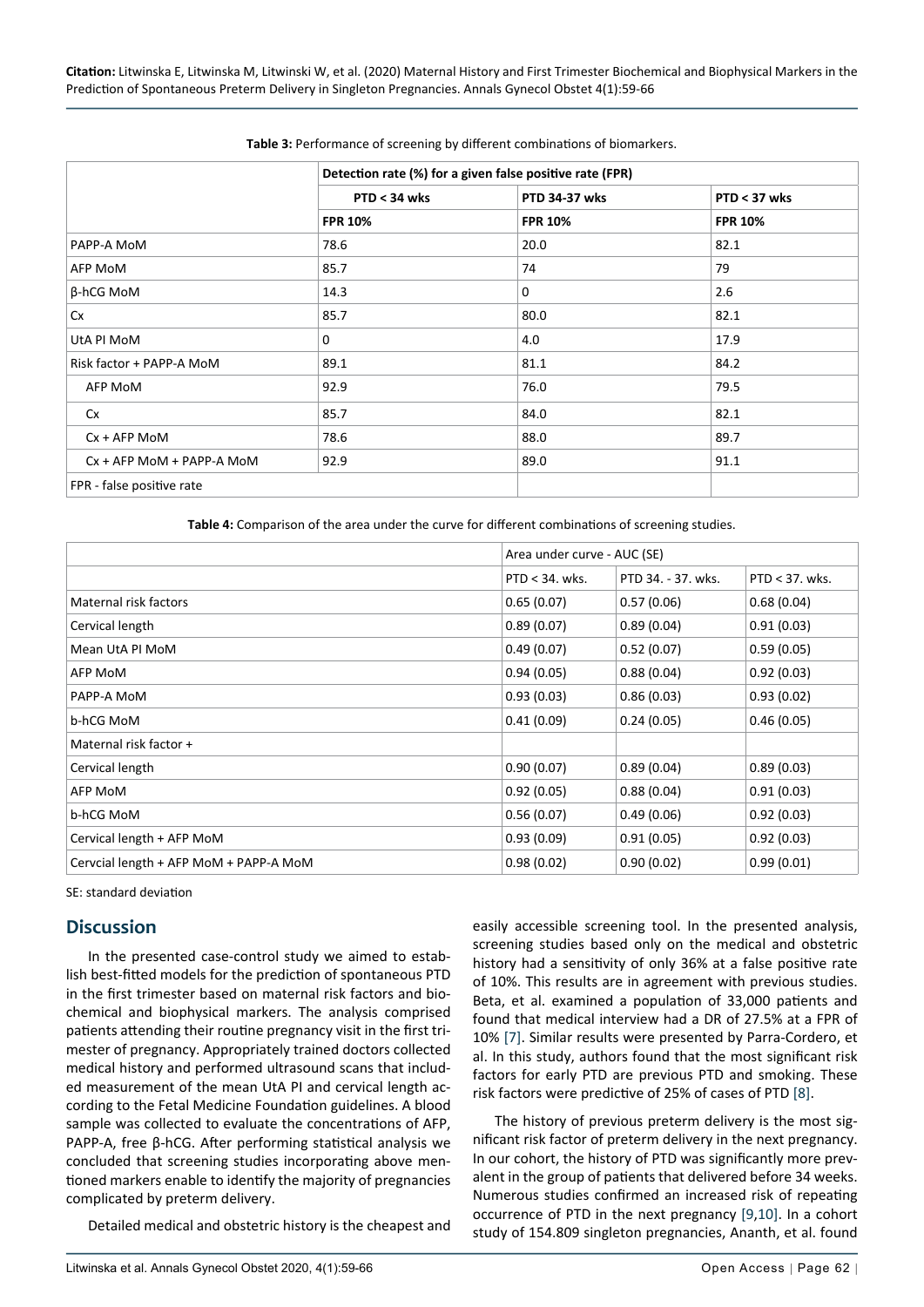**Table 3:** Performance of screening by different combinations of biomarkers.

| | Detection rate (%) for a given false positive rate (FPR) | | |
|---|---|---|---|
| | PTD < 34 wks | PTD 34-37 wks | PTD < 37 wks |
| | FPR 10% | FPR 10% | FPR 10% |
| PAPP-A MoM | 78.6 | 20.0 | 82.1 |
| AFP MoM | 85.7 | 74 | 79 |
| β-hCG MoM | 14.3 | 0 | 2.6 |
| Cx | 85.7 | 80.0 | 82.1 |
| UtA PI MoM | 0 | 4.0 | 17.9 |
| Risk factor + PAPP-A MoM | 89.1 | 81.1 | 84.2 |
| AFP MoM | 92.9 | 76.0 | 79.5 |
| Cx | 85.7 | 84.0 | 82.1 |
| Cx + AFP MoM | 78.6 | 88.0 | 89.7 |
| Cx + AFP MoM + PAPP-A MoM | 92.9 | 89.0 | 91.1 |
| FPR - false positive rate | | | |

**Table 4:** Comparison of the area under the curve for different combinations of screening studies.

| | Area under curve - AUC (SE) | | |
|---|---|---|---|
| | PTD < 34. wks. | PTD 34. - 37. wks. | PTD < 37. wks. |
| Maternal risk factors | 0.65 (0.07) | 0.57 (0.06) | 0.68 (0.04) |
| Cervical length | 0.89 (0.07) | 0.89 (0.04) | 0.91 (0.03) |
| Mean UtA PI MoM | 0.49 (0.07) | 0.52 (0.07) | 0.59 (0.05) |
| AFP MoM | 0.94 (0.05) | 0.88 (0.04) | 0.92 (0.03) |
| PAPP-A MoM | 0.93 (0.03) | 0.86 (0.03) | 0.93 (0.02) |
| b-hCG MoM | 0.41 (0.09) | 0.24 (0.05) | 0.46 (0.05) |
| Maternal risk factor + | | | |
| Cervical length | 0.90 (0.07) | 0.89 (0.04) | 0.89 (0.03) |
| AFP MoM | 0.92 (0.05) | 0.88 (0.04) | 0.91 (0.03) |
| b-hCG MoM | 0.56 (0.07) | 0.49 (0.06) | 0.92 (0.03) |
| Cervical length + AFP MoM | 0.93 (0.09) | 0.91 (0.05) | 0.92 (0.03) |
| Cervcial length + AFP MoM + PAPP-A MoM | 0.98 (0.02) | 0.90 (0.02) | 0.99 (0.01) |

SE: standard deviation

## Discussion

In the presented case-control study we aimed to establish best-fitted models for the prediction of spontaneous PTD in the first trimester based on maternal risk factors and biochemical and biophysical markers. The analysis comprised patients attending their routine pregnancy visit in the first trimester of pregnancy. Appropriately trained doctors collected medical history and performed ultrasound scans that included measurement of the mean UtA PI and cervical length according to the Fetal Medicine Foundation guidelines. A blood sample was collected to evaluate the concentrations of AFP, PAPP-A, free β-hCG. After performing statistical analysis we concluded that screening studies incorporating above mentioned markers enable to identify the majority of pregnancies complicated by preterm delivery.

Detailed medical and obstetric history is the cheapest and easily accessible screening tool. In the presented analysis, screening studies based only on the medical and obstetric history had a sensitivity of only 36% at a false positive rate of 10%. This results are in agreement with previous studies. Beta, et al. examined a population of 33,000 patients and found that medical interview had a DR of 27.5% at a FPR of 10% [7]. Similar results were presented by Parra-Cordero, et al. In this study, authors found that the most significant risk factors for early PTD are previous PTD and smoking. These risk factors were predictive of 25% of cases of PTD [8].

The history of previous preterm delivery is the most significant risk factor of preterm delivery in the next pregnancy. In our cohort, the history of PTD was significantly more prevalent in the group of patients that delivered before 34 weeks. Numerous studies confirmed an increased risk of repeating occurrence of PTD in the next pregnancy [9,10]. In a cohort study of 154.809 singleton pregnancies, Ananth, et al. found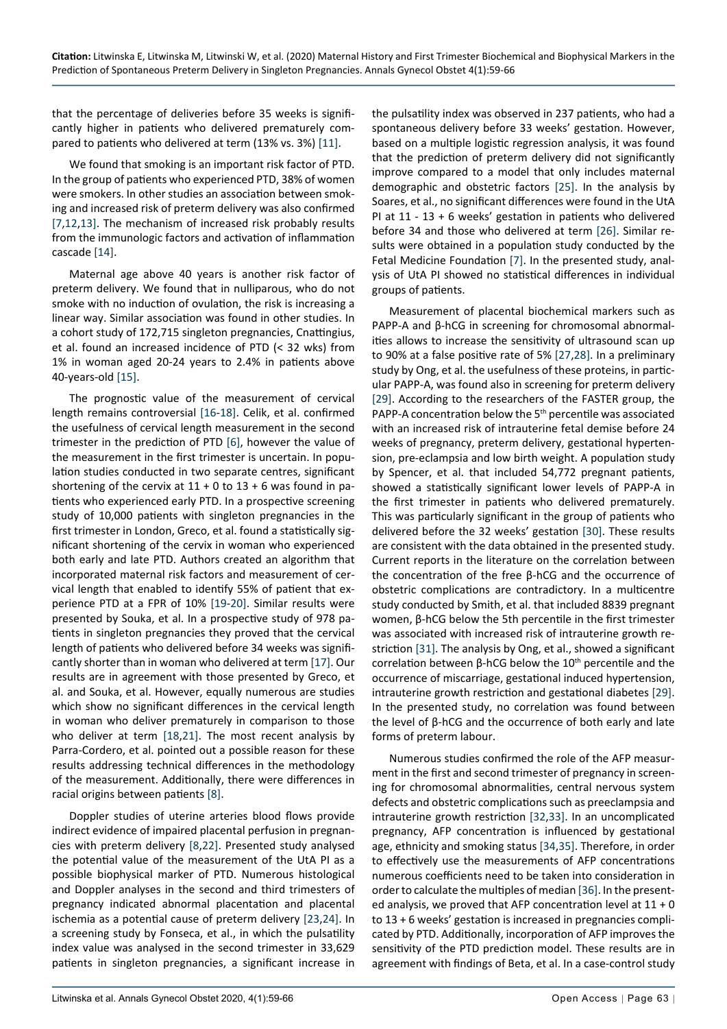that the percentage of deliveries before 35 weeks is significantly higher in patients who delivered prematurely compared to patients who delivered at term (13% vs. 3%) [11].

We found that smoking is an important risk factor of PTD. In the group of patients who experienced PTD, 38% of women were smokers. In other studies an association between smoking and increased risk of preterm delivery was also confirmed [7,12,13]. The mechanism of increased risk probably results from the immunologic factors and activation of inflammation cascade [14].

Maternal age above 40 years is another risk factor of preterm delivery. We found that in nulliparous, who do not smoke with no induction of ovulation, the risk is increasing a linear way. Similar association was found in other studies. In a cohort study of 172,715 singleton pregnancies, Cnattingius, et al. found an increased incidence of PTD (< 32 wks) from 1% in woman aged 20-24 years to 2.4% in patients above 40-years-old [15].

The prognostic value of the measurement of cervical length remains controversial [16-18]. Celik, et al. confirmed the usefulness of cervical length measurement in the second trimester in the prediction of PTD [6], however the value of the measurement in the first trimester is uncertain. In population studies conducted in two separate centres, significant shortening of the cervix at 11 + 0 to 13 + 6 was found in patients who experienced early PTD. In a prospective screening study of 10,000 patients with singleton pregnancies in the first trimester in London, Greco, et al. found a statistically significant shortening of the cervix in woman who experienced both early and late PTD. Authors created an algorithm that incorporated maternal risk factors and measurement of cervical length that enabled to identify 55% of patient that experience PTD at a FPR of 10% [19-20]. Similar results were presented by Souka, et al. In a prospective study of 978 patients in singleton pregnancies they proved that the cervical length of patients who delivered before 34 weeks was significantly shorter than in woman who delivered at term [17]. Our results are in agreement with those presented by Greco, et al. and Souka, et al. However, equally numerous are studies which show no significant differences in the cervical length in woman who deliver prematurely in comparison to those who deliver at term [18,21]. The most recent analysis by Parra-Cordero, et al. pointed out a possible reason for these results addressing technical differences in the methodology of the measurement. Additionally, there were differences in racial origins between patients [8].

Doppler studies of uterine arteries blood flows provide indirect evidence of impaired placental perfusion in pregnancies with preterm delivery [8,22]. Presented study analysed the potential value of the measurement of the UtA PI as a possible biophysical marker of PTD. Numerous histological and Doppler analyses in the second and third trimesters of pregnancy indicated abnormal placentation and placental ischemia as a potential cause of preterm delivery [23,24]. In a screening study by Fonseca, et al., in which the pulsatility index value was analysed in the second trimester in 33,629 patients in singleton pregnancies, a significant increase in the pulsatility index was observed in 237 patients, who had a spontaneous delivery before 33 weeks' gestation. However, based on a multiple logistic regression analysis, it was found that the prediction of preterm delivery did not significantly improve compared to a model that only includes maternal demographic and obstetric factors [25]. In the analysis by Soares, et al., no significant differences were found in the UtA PI at 11 - 13 + 6 weeks' gestation in patients who delivered before 34 and those who delivered at term [26]. Similar results were obtained in a population study conducted by the Fetal Medicine Foundation [7]. In the presented study, analysis of UtA PI showed no statistical differences in individual groups of patients.

Measurement of placental biochemical markers such as PAPP-A and β-hCG in screening for chromosomal abnormalities allows to increase the sensitivity of ultrasound scan up to 90% at a false positive rate of 5% [27,28]. In a preliminary study by Ong, et al. the usefulness of these proteins, in particular PAPP-A, was found also in screening for preterm delivery [29]. According to the researchers of the FASTER group, the PAPP-A concentration below the 5th percentile was associated with an increased risk of intrauterine fetal demise before 24 weeks of pregnancy, preterm delivery, gestational hypertension, pre-eclampsia and low birth weight. A population study by Spencer, et al. that included 54,772 pregnant patients, showed a statistically significant lower levels of PAPP-A in the first trimester in patients who delivered prematurely. This was particularly significant in the group of patients who delivered before the 32 weeks' gestation [30]. These results are consistent with the data obtained in the presented study. Current reports in the literature on the correlation between the concentration of the free β-hCG and the occurrence of obstetric complications are contradictory. In a multicentre study conducted by Smith, et al. that included 8839 pregnant women, β-hCG below the 5th percentile in the first trimester was associated with increased risk of intrauterine growth restriction [31]. The analysis by Ong, et al., showed a significant correlation between β-hCG below the 10th percentile and the occurrence of miscarriage, gestational induced hypertension, intrauterine growth restriction and gestational diabetes [29]. In the presented study, no correlation was found between the level of β-hCG and the occurrence of both early and late forms of preterm labour.

Numerous studies confirmed the role of the AFP measurment in the first and second trimester of pregnancy in screening for chromosomal abnormalities, central nervous system defects and obstetric complications such as preeclampsia and intrauterine growth restriction [32,33]. In an uncomplicated pregnancy, AFP concentration is influenced by gestational age, ethnicity and smoking status [34,35]. Therefore, in order to effectively use the measurements of AFP concentrations numerous coefficients need to be taken into consideration in order to calculate the multiples of median [36]. In the presented analysis, we proved that AFP concentration level at 11 + 0 to 13 + 6 weeks' gestation is increased in pregnancies complicated by PTD. Additionally, incorporation of AFP improves the sensitivity of the PTD prediction model. These results are in agreement with findings of Beta, et al. In a case-control study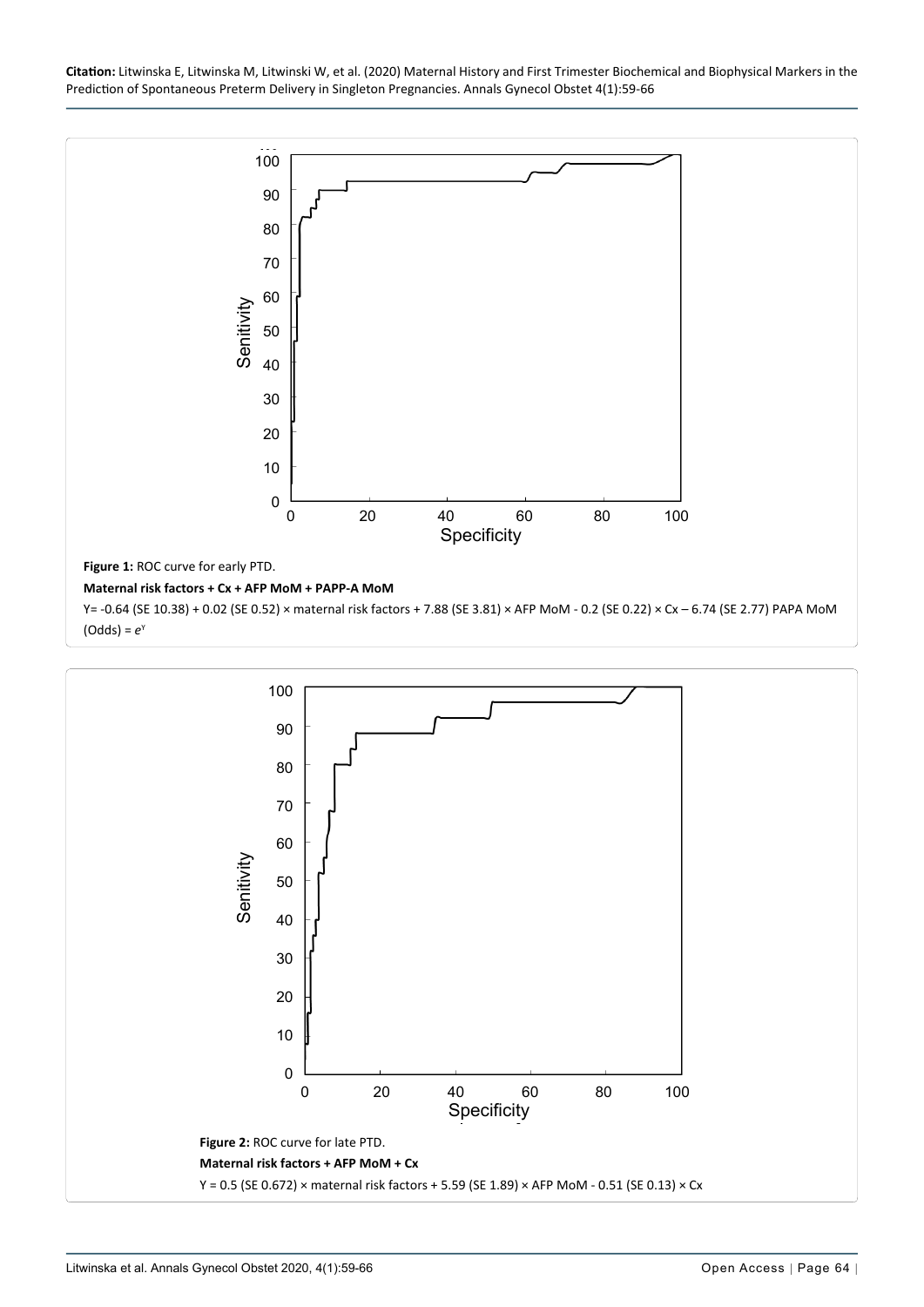**Figure 1:** ROC curve for early PTD.

**Maternal risk factors + Cx + AFP MoM + PAPP-A MoM**

Y= -0.64 (SE 10.38) + 0.02 (SE 0.52) × maternal risk factors + 7.88 (SE 3.81) × AFP MoM - 0.2 (SE 0.22) × Cx – 6.74 (SE 2.77) PAPA MoM (Odds) = $e^{Y}$

**Figure 2:** ROC curve for late PTD.

**Maternal risk factors + AFP MoM + Cx**

Y = 0.5 (SE 0.672) × maternal risk factors + 5.59 (SE 1.89) × AFP MoM - 0.51 (SE 0.13) × Cx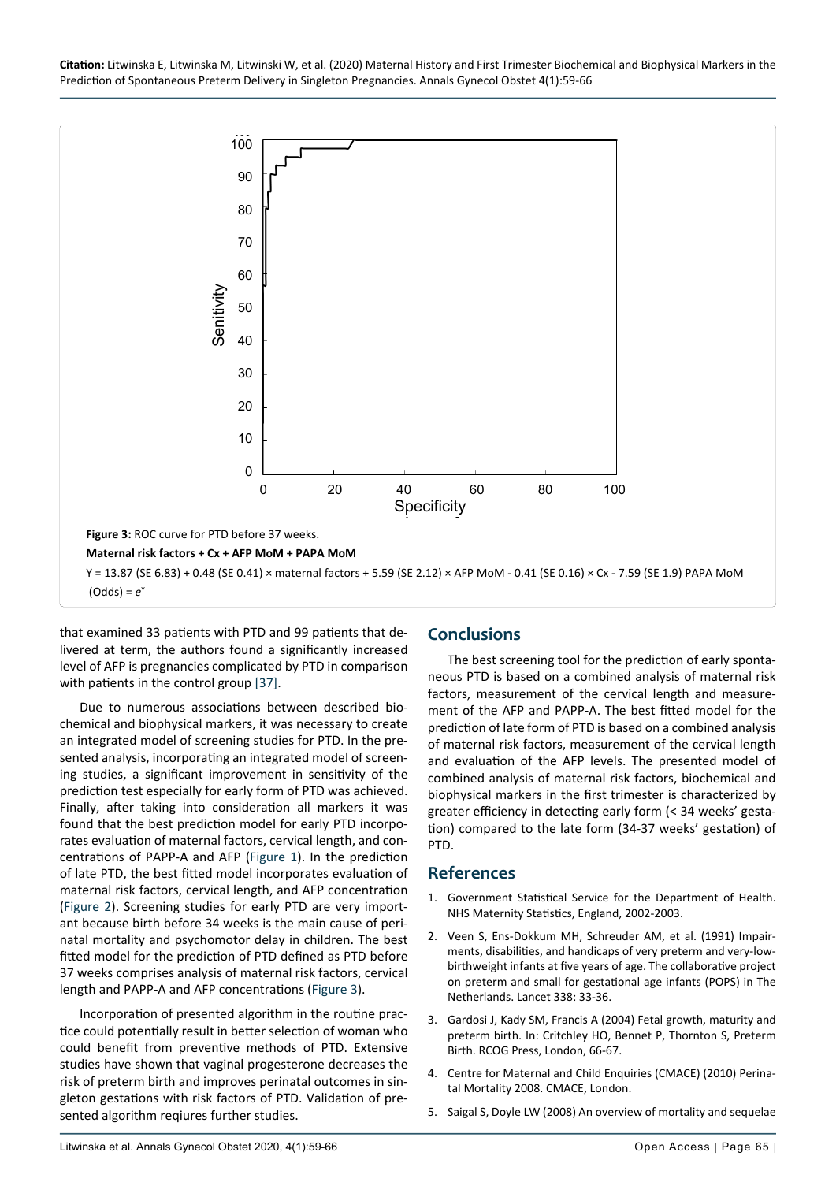**Figure 3:** ROC curve for PTD before 37 weeks.

**Maternal risk factors + Cx + AFP MoM + PAPA MoM**

Y = 13.87 (SE 6.83) + 0.48 (SE 0.41) × maternal factors + 5.59 (SE 2.12) × AFP MoM - 0.41 (SE 0.16) × Cx - 7.59 (SE 1.9) PAPA MoM

(Odds) = $e^{Y}$

that examined 33 patients with PTD and 99 patients that delivered at term, the authors found a significantly increased level of AFP is pregnancies complicated by PTD in comparison with patients in the control group [37].

Due to numerous associations between described biochemical and biophysical markers, it was necessary to create an integrated model of screening studies for PTD. In the presented analysis, incorporating an integrated model of screening studies, a significant improvement in sensitivity of the prediction test especially for early form of PTD was achieved. Finally, after taking into consideration all markers it was found that the best prediction model for early PTD incorporates evaluation of maternal factors, cervical length, and concentrations of PAPP-A and AFP (Figure 1). In the prediction of late PTD, the best fitted model incorporates evaluation of maternal risk factors, cervical length, and AFP concentration (Figure 2). Screening studies for early PTD are very important because birth before 34 weeks is the main cause of perinatal mortality and psychomotor delay in children. The best fitted model for the prediction of PTD defined as PTD before 37 weeks comprises analysis of maternal risk factors, cervical length and PAPP-A and AFP concentrations (Figure 3).

Incorporation of presented algorithm in the routine practice could potentially result in better selection of woman who could benefit from preventive methods of PTD. Extensive studies have shown that vaginal progesterone decreases the risk of preterm birth and improves perinatal outcomes in singleton gestations with risk factors of PTD. Validation of presented algorithm reqiures further studies.

## Conclusions

The best screening tool for the prediction of early spontaneous PTD is based on a combined analysis of maternal risk factors, measurement of the cervical length and measurement of the AFP and PAPP-A. The best fitted model for the prediction of late form of PTD is based on a combined analysis of maternal risk factors, measurement of the cervical length and evaluation of the AFP levels. The presented model of combined analysis of maternal risk factors, biochemical and biophysical markers in the first trimester is characterized by greater efficiency in detecting early form (< 34 weeks' gestation) compared to the late form (34-37 weeks' gestation) of PTD.

## References

1. Government Statistical Service for the Department of Health. NHS Maternity Statistics, England, 2002-2003.
2. Veen S, Ens-Dokkum MH, Schreuder AM, et al. (1991) Impairments, disabilities, and handicaps of very preterm and very-low-birthweight infants at five years of age. The collaborative project on preterm and small for gestational age infants (POPS) in The Netherlands. Lancet 338: 33-36.
3. Gardosi J, Kady SM, Francis A (2004) Fetal growth, maturity and preterm birth. In: Critchley HO, Bennet P, Thornton S, Preterm Birth. RCOG Press, London, 66-67.
4. Centre for Maternal and Child Enquiries (CMACE) (2010) Perinatal Mortality 2008. CMACE, London.
5. Saigal S, Doyle LW (2008) An overview of mortality and sequelae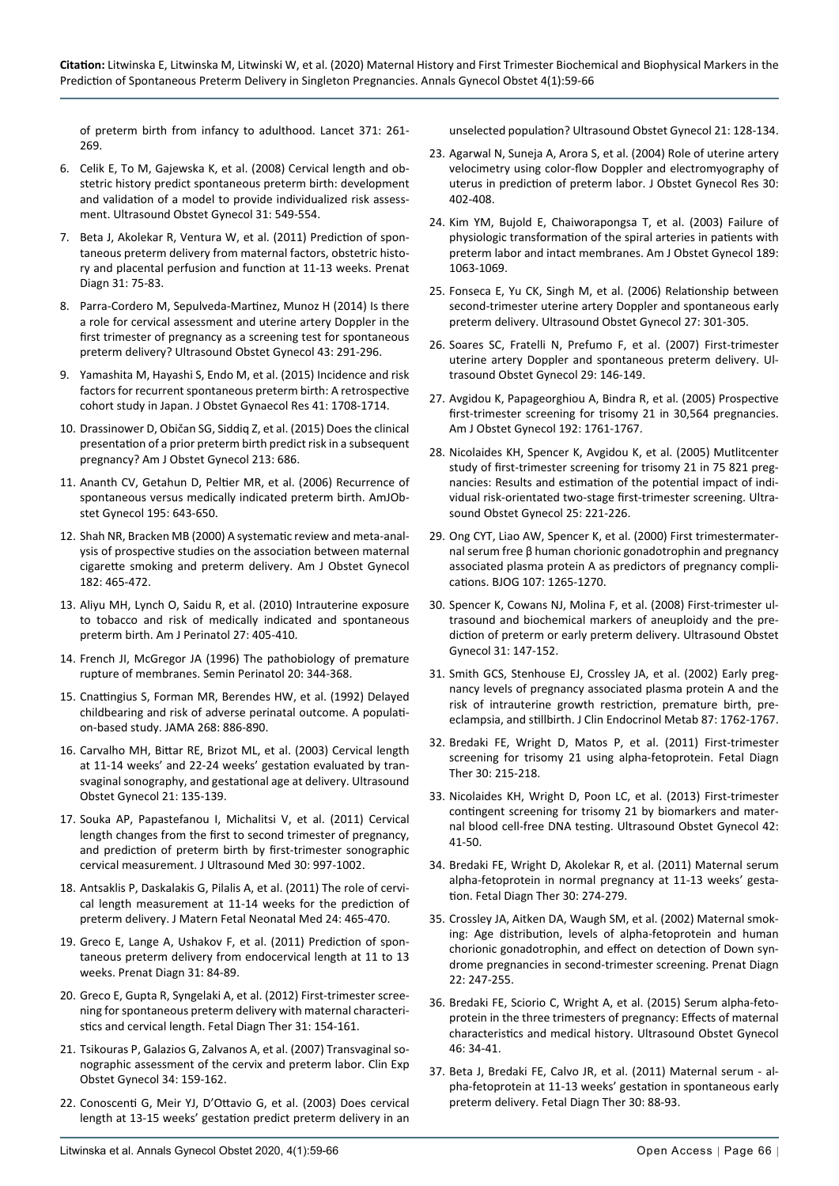of preterm birth from infancy to adulthood. Lancet 371: 261-269.

6. Celik E, To M, Gajewska K, et al. (2008) Cervical length and obstetric history predict spontaneous preterm birth: development and validation of a model to provide individualized risk assessment. Ultrasound Obstet Gynecol 31: 549-554.
7. Beta J, Akolekar R, Ventura W, et al. (2011) Prediction of spontaneous preterm delivery from maternal factors, obstetric history and placental perfusion and function at 11-13 weeks. Prenat Diagn 31: 75-83.
8. Parra-Cordero M, Sepulveda-Martinez, Munoz H (2014) Is there a role for cervical assessment and uterine artery Doppler in the first trimester of pregnancy as a screening test for spontaneous preterm delivery? Ultrasound Obstet Gynecol 43: 291-296.
9. Yamashita M, Hayashi S, Endo M, et al. (2015) Incidence and risk factors for recurrent spontaneous preterm birth: A retrospective cohort study in Japan. J Obstet Gynaecol Res 41: 1708-1714.
10. Drassinower D, Običan SG, Siddiq Z, et al. (2015) Does the clinical presentation of a prior preterm birth predict risk in a subsequent pregnancy? Am J Obstet Gynecol 213: 686.
11. Ananth CV, Getahun D, Peltier MR, et al. (2006) Recurrence of spontaneous versus medically indicated preterm birth. AmJObstet Gynecol 195: 643-650.
12. Shah NR, Bracken MB (2000) A systematic review and meta-analysis of prospective studies on the association between maternal cigarette smoking and preterm delivery. Am J Obstet Gynecol 182: 465-472.
13. Aliyu MH, Lynch O, Saidu R, et al. (2010) Intrauterine exposure to tobacco and risk of medically indicated and spontaneous preterm birth. Am J Perinatol 27: 405-410.
14. French JI, McGregor JA (1996) The pathobiology of premature rupture of membranes. Semin Perinatol 20: 344-368.
15. Cnattingius S, Forman MR, Berendes HW, et al. (1992) Delayed childbearing and risk of adverse perinatal outcome. A population-based study. JAMA 268: 886-890.
16. Carvalho MH, Bittar RE, Brizot ML, et al. (2003) Cervical length at 11-14 weeks' and 22-24 weeks' gestation evaluated by transvaginal sonography, and gestational age at delivery. Ultrasound Obstet Gynecol 21: 135-139.
17. Souka AP, Papastefanou I, Michalitsi V, et al. (2011) Cervical length changes from the first to second trimester of pregnancy, and prediction of preterm birth by first-trimester sonographic cervical measurement. J Ultrasound Med 30: 997-1002.
18. Antsaklis P, Daskalakis G, Pilalis A, et al. (2011) The role of cervical length measurement at 11-14 weeks for the prediction of preterm delivery. J Matern Fetal Neonatal Med 24: 465-470.
19. Greco E, Lange A, Ushakov F, et al. (2011) Prediction of spontaneous preterm delivery from endocervical length at 11 to 13 weeks. Prenat Diagn 31: 84-89.
20. Greco E, Gupta R, Syngelaki A, et al. (2012) First-trimester screening for spontaneous preterm delivery with maternal characteristics and cervical length. Fetal Diagn Ther 31: 154-161.
21. Tsikouras P, Galazios G, Zalvanos A, et al. (2007) Transvaginal sonographic assessment of the cervix and preterm labor. Clin Exp Obstet Gynecol 34: 159-162.
22. Conoscenti G, Meir YJ, D'Ottavio G, et al. (2003) Does cervical length at 13-15 weeks' gestation predict preterm delivery in an unselected population? Ultrasound Obstet Gynecol 21: 128-134.
23. Agarwal N, Suneja A, Arora S, et al. (2004) Role of uterine artery velocimetry using color-flow Doppler and electromyography of uterus in prediction of preterm labor. J Obstet Gynecol Res 30: 402-408.
24. Kim YM, Bujold E, Chaiworapongsa T, et al. (2003) Failure of physiologic transformation of the spiral arteries in patients with preterm labor and intact membranes. Am J Obstet Gynecol 189: 1063-1069.
25. Fonseca E, Yu CK, Singh M, et al. (2006) Relationship between second-trimester uterine artery Doppler and spontaneous early preterm delivery. Ultrasound Obstet Gynecol 27: 301-305.
26. Soares SC, Fratelli N, Prefumo F, et al. (2007) First-trimester uterine artery Doppler and spontaneous preterm delivery. Ultrasound Obstet Gynecol 29: 146-149.
27. Avgidou K, Papageorghiou A, Bindra R, et al. (2005) Prospective first-trimester screening for trisomy 21 in 30,564 pregnancies. Am J Obstet Gynecol 192: 1761-1767.
28. Nicolaides KH, Spencer K, Avgidou K, et al. (2005) Mutlitcenter study of first-trimester screening for trisomy 21 in 75 821 pregnancies: Results and estimation of the potential impact of individual risk-orientated two-stage first-trimester screening. Ultrasound Obstet Gynecol 25: 221-226.
29. Ong CYT, Liao AW, Spencer K, et al. (2000) First trimestermaternal serum free β human chorionic gonadotrophin and pregnancy associated plasma protein A as predictors of pregnancy complications. BJOG 107: 1265-1270.
30. Spencer K, Cowans NJ, Molina F, et al. (2008) First-trimester ultrasound and biochemical markers of aneuploidy and the prediction of preterm or early preterm delivery. Ultrasound Obstet Gynecol 31: 147-152.
31. Smith GCS, Stenhouse EJ, Crossley JA, et al. (2002) Early pregnancy levels of pregnancy associated plasma protein A and the risk of intrauterine growth restriction, premature birth, preeclampsia, and stillbirth. J Clin Endocrinol Metab 87: 1762-1767.
32. Bredaki FE, Wright D, Matos P, et al. (2011) First-trimester screening for trisomy 21 using alpha-fetoprotein. Fetal Diagn Ther 30: 215-218.
33. Nicolaides KH, Wright D, Poon LC, et al. (2013) First-trimester contingent screening for trisomy 21 by biomarkers and maternal blood cell-free DNA testing. Ultrasound Obstet Gynecol 42: 41-50.
34. Bredaki FE, Wright D, Akolekar R, et al. (2011) Maternal serum alpha-fetoprotein in normal pregnancy at 11-13 weeks' gestation. Fetal Diagn Ther 30: 274-279.
35. Crossley JA, Aitken DA, Waugh SM, et al. (2002) Maternal smoking: Age distribution, levels of alpha-fetoprotein and human chorionic gonadotrophin, and effect on detection of Down syndrome pregnancies in second-trimester screening. Prenat Diagn 22: 247-255.
36. Bredaki FE, Sciorio C, Wright A, et al. (2015) Serum alpha-fetoprotein in the three trimesters of pregnancy: Effects of maternal characteristics and medical history. Ultrasound Obstet Gynecol 46: 34-41.
37. Beta J, Bredaki FE, Calvo JR, et al. (2011) Maternal serum - alpha-fetoprotein at 11-13 weeks' gestation in spontaneous early preterm delivery. Fetal Diagn Ther 30: 88-93.